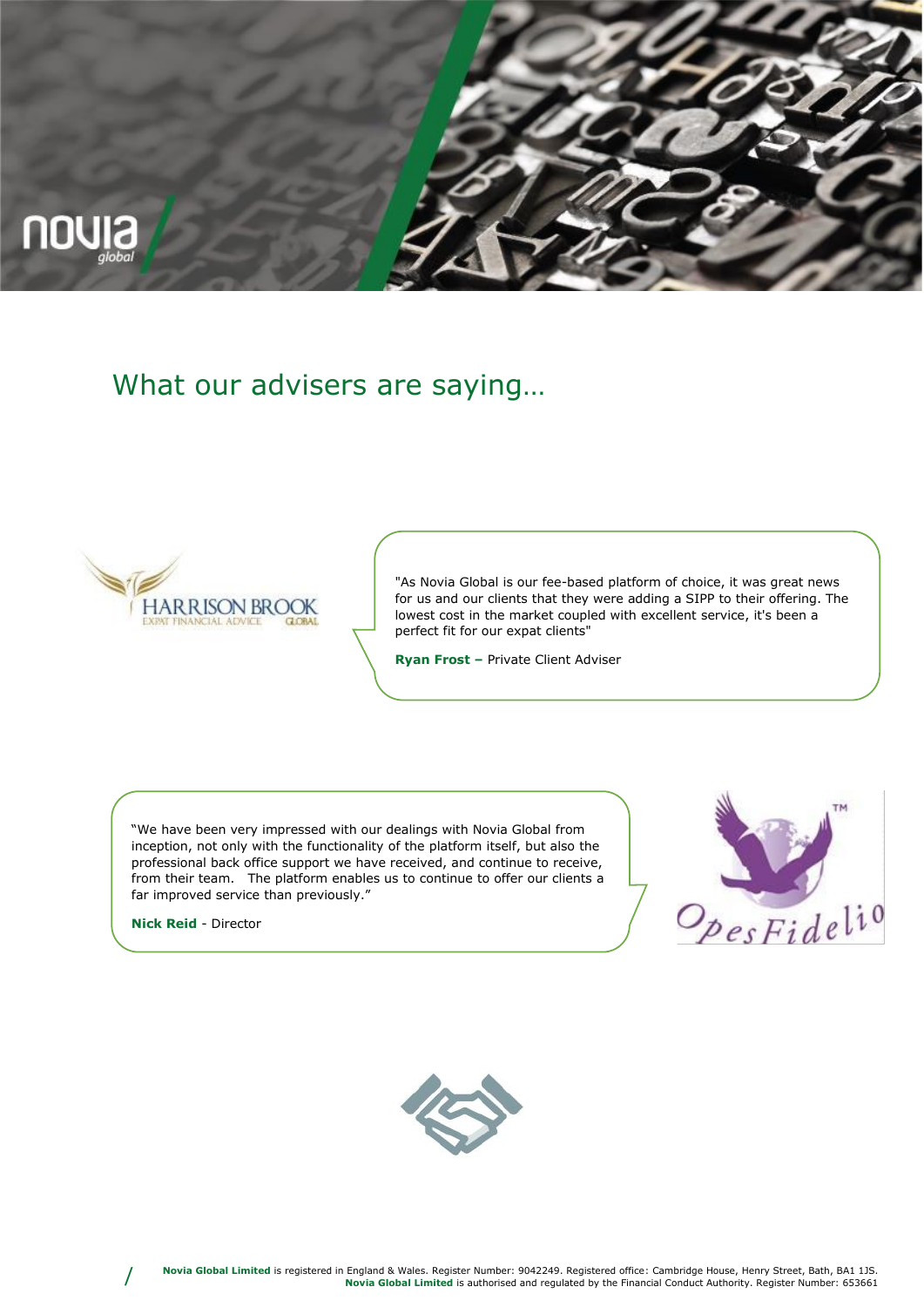# What our advisers are saying…

"As Novia Global is our fee-based platform of choice, it was great news for us and our clients that they were adding a SIPP to their offering. The lowest cost in the market coupled with excellent service, it's been a perfect fit for our expat clients"

**Ryan Frost –** Private Client Adviser

"We have been very impressed with our dealings with Novia Global from inception, not only with the functionality of the platform itself, but also the professional back office support we have received, and continue to receive, from their team. The platform enables us to continue to offer our clients a far improved service than previously."

**Nick Reid** - Director

**Novia Global Limited** is registered in England & Wales. Register Number: 9042249. Registered office: Cambridge House, Henry Street, Bath, BA1 1JS.
**Novia Global Limited** is authorised and regulated by the Financial Conduct Authority. Register Number: 653661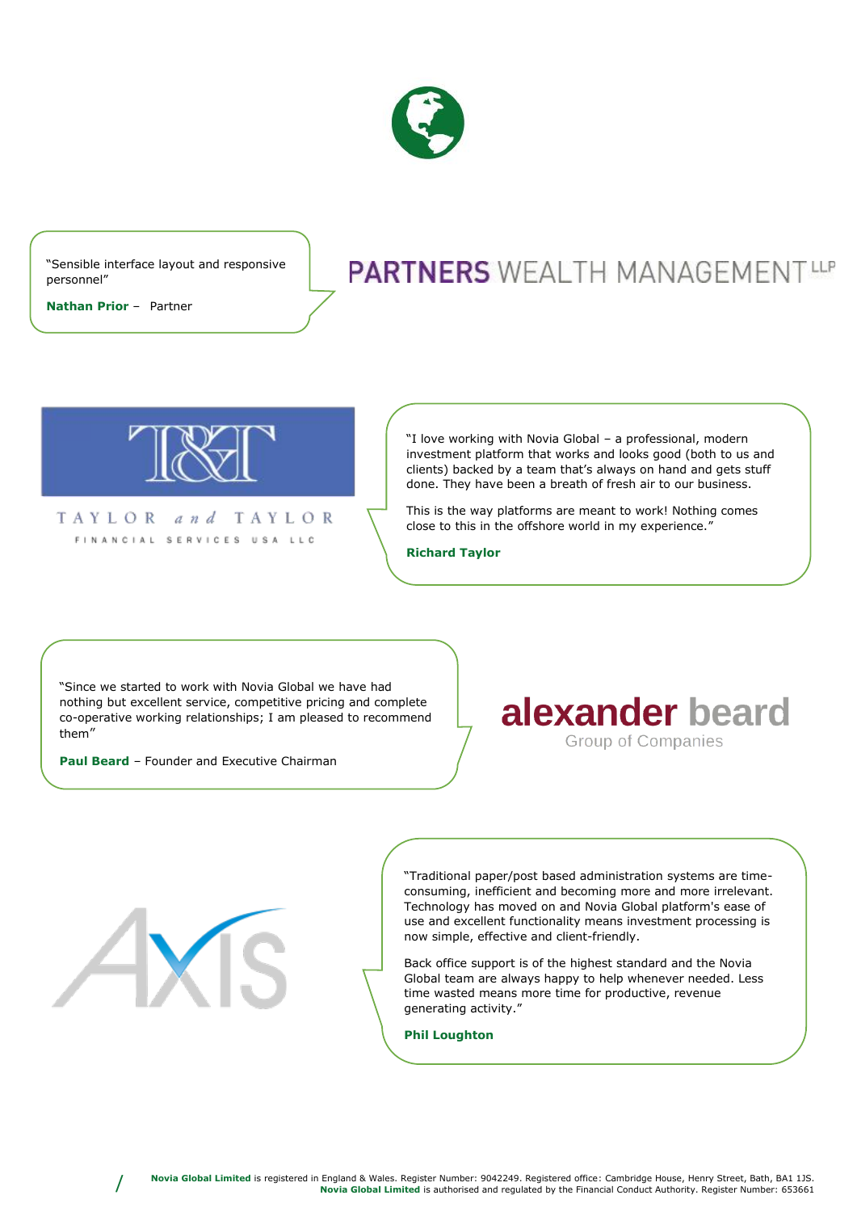"Sensible interface layout and responsive personnel"

**Nathan Prior** – Partner

PARTNERS WEALTH MANAGEMENT LLP

TAYLOR and TAYLOR

FINANCIAL SERVICES USA LLC

"I love working with Novia Global – a professional, modern investment platform that works and looks good (both to us and clients) backed by a team that's always on hand and gets stuff done. They have been a breath of fresh air to our business.

This is the way platforms are meant to work! Nothing comes close to this in the offshore world in my experience."

**Richard Taylor**

"Since we started to work with Novia Global we have had nothing but excellent service, competitive pricing and complete co-operative working relationships; I am pleased to recommend them"

**Paul Beard** – Founder and Executive Chairman

alexander beard

Group of Companies

AXIS

"Traditional paper/post based administration systems are time-consuming, inefficient and becoming more and more irrelevant. Technology has moved on and Novia Global platform's ease of use and excellent functionality means investment processing is now simple, effective and client-friendly.

Back office support is of the highest standard and the Novia Global team are always happy to help whenever needed. Less time wasted means more time for productive, revenue generating activity."

**Phil Loughton**

**Novia Global Limited** is registered in England & Wales. Register Number: 9042249. Registered office: Cambridge House, Henry Street, Bath, BA1 1JS.
**Novia Global Limited** is authorised and regulated by the Financial Conduct Authority. Register Number: 653661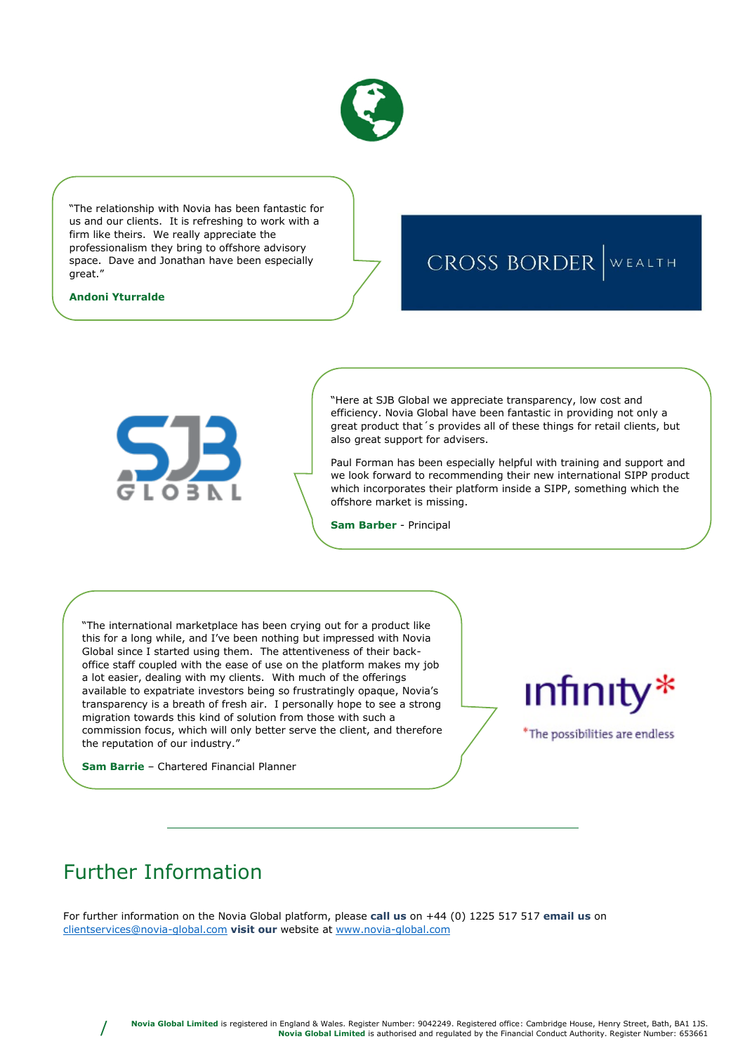"The relationship with Novia has been fantastic for us and our clients. It is refreshing to work with a firm like theirs. We really appreciate the professionalism they bring to offshore advisory space. Dave and Jonathan have been especially great."

**Andoni Yturralde**

CROSS BORDER | WEALTH

"Here at SJB Global we appreciate transparency, low cost and efficiency. Novia Global have been fantastic in providing not only a great product that´s provides all of these things for retail clients, but also great support for advisers.

Paul Forman has been especially helpful with training and support and we look forward to recommending their new international SIPP product which incorporates their platform inside a SIPP, something which the offshore market is missing.

**Sam Barber** - Principal

SJB GLOBAL

"The international marketplace has been crying out for a product like this for a long while, and I've been nothing but impressed with Novia Global since I started using them. The attentiveness of their back-office staff coupled with the ease of use on the platform makes my job a lot easier, dealing with my clients. With much of the offerings available to expatriate investors being so frustratingly opaque, Novia's transparency is a breath of fresh air. I personally hope to see a strong migration towards this kind of solution from those with such a commission focus, which will only better serve the client, and therefore the reputation of our industry."

**Sam Barrie** – Chartered Financial Planner

infinity*

*The possibilities are endless

---

## Further Information

For further information on the Novia Global platform, please **call us** on +44 (0) 1225 517 517 **email us** on clientservices@novia-global.com **visit our** website at www.novia-global.com

**Novia Global Limited** is registered in England & Wales. Register Number: 9042249. Registered office: Cambridge House, Henry Street, Bath, BA1 1JS. **Novia Global Limited** is authorised and regulated by the Financial Conduct Authority. Register Number: 653661